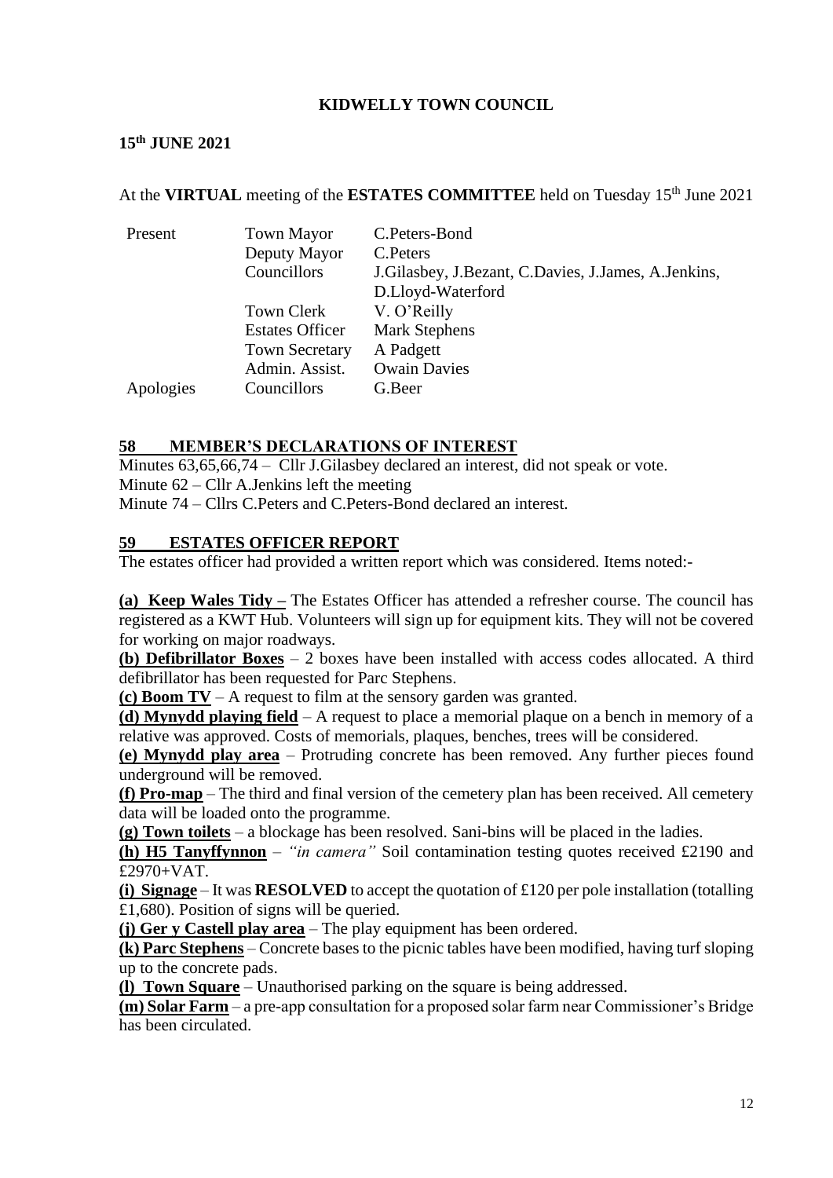# KIDWELLY TOWN COUNCIL

**15th JUNE 2021**

At the **VIRTUAL** meeting of the **ESTATES COMMITTEE** held on Tuesday 15th June 2021

| | | |
|---|---|---|
| Present | Town Mayor | C.Peters-Bond |
| | Deputy Mayor | C.Peters |
| | Councillors | J.Gilasbey, J.Bezant, C.Davies, J.James, A.Jenkins, D.Lloyd-Waterford |
| | Town Clerk | V. O'Reilly |
| | Estates Officer | Mark Stephens |
| | Town Secretary | A Padgett |
| | Admin. Assist. | Owain Davies |
| Apologies | Councillors | G.Beer |

## 58 MEMBER'S DECLARATIONS OF INTEREST

Minutes 63,65,66,74 – Cllr J.Gilasbey declared an interest, did not speak or vote.
Minute 62 – Cllr A.Jenkins left the meeting
Minute 74 – Cllrs C.Peters and C.Peters-Bond declared an interest.

## 59 ESTATES OFFICER REPORT

The estates officer had provided a written report which was considered. Items noted:-

**(a) Keep Wales Tidy –** The Estates Officer has attended a refresher course. The council has registered as a KWT Hub. Volunteers will sign up for equipment kits. They will not be covered for working on major roadways.

**(b) Defibrillator Boxes** – 2 boxes have been installed with access codes allocated. A third defibrillator has been requested for Parc Stephens.

**(c) Boom TV** – A request to film at the sensory garden was granted.

**(d) Mynydd playing field** – A request to place a memorial plaque on a bench in memory of a relative was approved. Costs of memorials, plaques, benches, trees will be considered.

**(e) Mynydd play area** – Protruding concrete has been removed. Any further pieces found underground will be removed.

**(f) Pro-map** – The third and final version of the cemetery plan has been received. All cemetery data will be loaded onto the programme.

**(g) Town toilets** – a blockage has been resolved. Sani-bins will be placed in the ladies.

**(h) H5 Tanyffynnon** – *"in camera"* Soil contamination testing quotes received £2190 and £2970+VAT.

**(i) Signage** – It was **RESOLVED** to accept the quotation of £120 per pole installation (totalling £1,680). Position of signs will be queried.

**(j) Ger y Castell play area** – The play equipment has been ordered.

**(k) Parc Stephens** – Concrete bases to the picnic tables have been modified, having turf sloping up to the concrete pads.

**(l) Town Square** – Unauthorised parking on the square is being addressed.

**(m) Solar Farm** – a pre-app consultation for a proposed solar farm near Commissioner's Bridge has been circulated.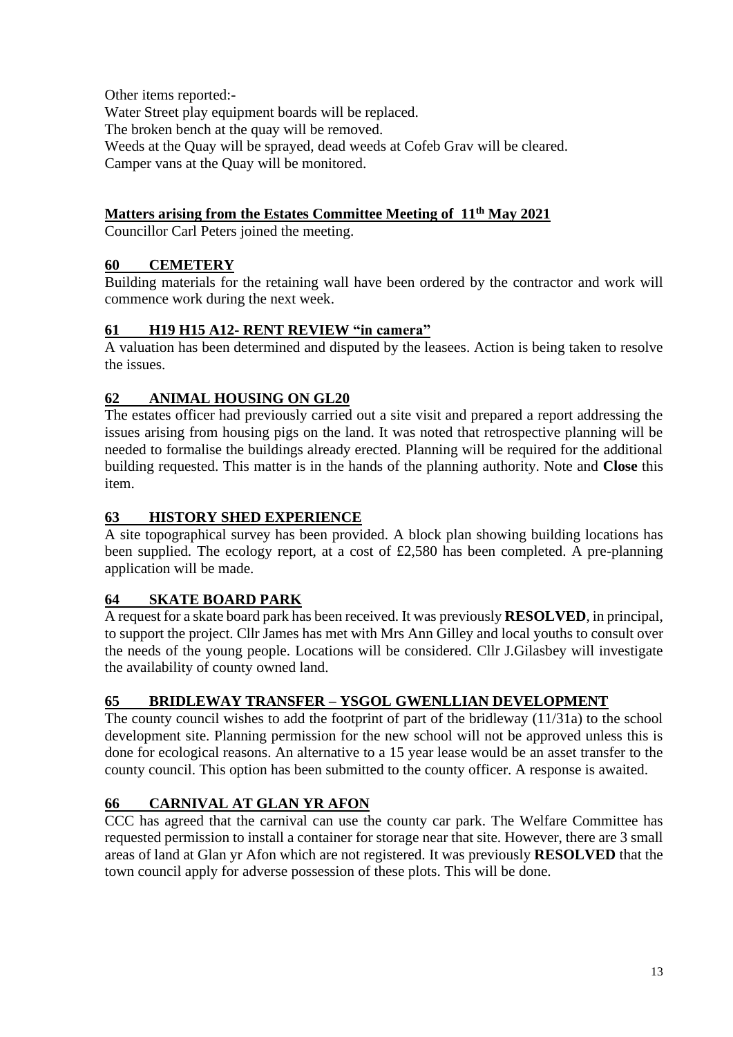Other items reported:-

Water Street play equipment boards will be replaced.

The broken bench at the quay will be removed.

Weeds at the Quay will be sprayed, dead weeds at Cofeb Grav will be cleared.

Camper vans at the Quay will be monitored.

## Matters arising from the Estates Committee Meeting of 11th May 2021

Councillor Carl Peters joined the meeting.

### 60 CEMETERY

Building materials for the retaining wall have been ordered by the contractor and work will commence work during the next week.

### 61 H19 H15 A12- RENT REVIEW "in camera"

A valuation has been determined and disputed by the leasees. Action is being taken to resolve the issues.

### 62 ANIMAL HOUSING ON GL20

The estates officer had previously carried out a site visit and prepared a report addressing the issues arising from housing pigs on the land. It was noted that retrospective planning will be needed to formalise the buildings already erected. Planning will be required for the additional building requested. This matter is in the hands of the planning authority. Note and **Close** this item.

### 63 HISTORY SHED EXPERIENCE

A site topographical survey has been provided. A block plan showing building locations has been supplied. The ecology report, at a cost of £2,580 has been completed. A pre-planning application will be made.

### 64 SKATE BOARD PARK

A request for a skate board park has been received. It was previously **RESOLVED**, in principal, to support the project. Cllr James has met with Mrs Ann Gilley and local youths to consult over the needs of the young people. Locations will be considered. Cllr J.Gilasbey will investigate the availability of county owned land.

### 65 BRIDLEWAY TRANSFER – YSGOL GWENLLIAN DEVELOPMENT

The county council wishes to add the footprint of part of the bridleway (11/31a) to the school development site. Planning permission for the new school will not be approved unless this is done for ecological reasons. An alternative to a 15 year lease would be an asset transfer to the county council. This option has been submitted to the county officer. A response is awaited.

### 66 CARNIVAL AT GLAN YR AFON

CCC has agreed that the carnival can use the county car park. The Welfare Committee has requested permission to install a container for storage near that site. However, there are 3 small areas of land at Glan yr Afon which are not registered. It was previously **RESOLVED** that the town council apply for adverse possession of these plots. This will be done.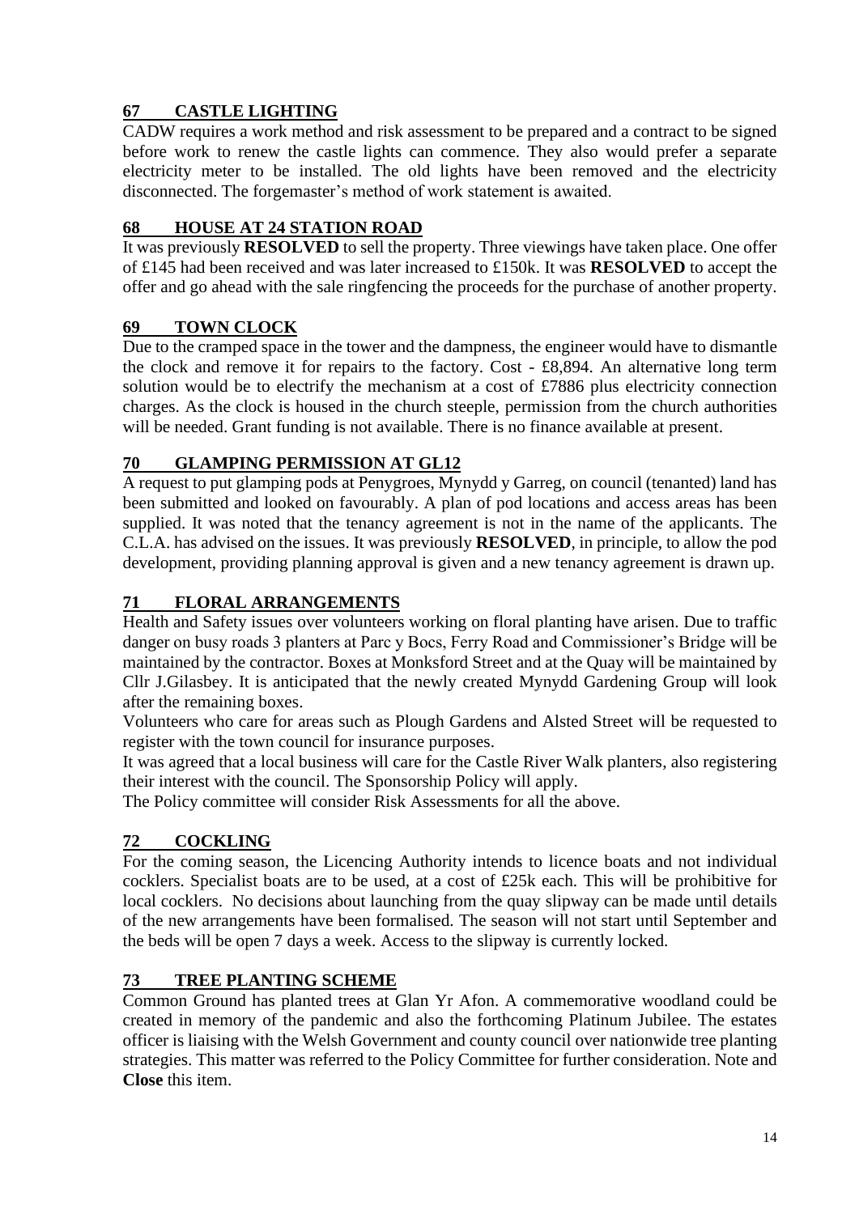## 67 CASTLE LIGHTING

CADW requires a work method and risk assessment to be prepared and a contract to be signed before work to renew the castle lights can commence. They also would prefer a separate electricity meter to be installed. The old lights have been removed and the electricity disconnected. The forgemaster's method of work statement is awaited.

## 68 HOUSE AT 24 STATION ROAD

It was previously **RESOLVED** to sell the property. Three viewings have taken place. One offer of £145 had been received and was later increased to £150k. It was **RESOLVED** to accept the offer and go ahead with the sale ringfencing the proceeds for the purchase of another property.

## 69 TOWN CLOCK

Due to the cramped space in the tower and the dampness, the engineer would have to dismantle the clock and remove it for repairs to the factory. Cost - £8,894. An alternative long term solution would be to electrify the mechanism at a cost of £7886 plus electricity connection charges. As the clock is housed in the church steeple, permission from the church authorities will be needed. Grant funding is not available. There is no finance available at present.

## 70 GLAMPING PERMISSION AT GL12

A request to put glamping pods at Penygroes, Mynydd y Garreg, on council (tenanted) land has been submitted and looked on favourably. A plan of pod locations and access areas has been supplied. It was noted that the tenancy agreement is not in the name of the applicants. The C.L.A. has advised on the issues. It was previously **RESOLVED**, in principle, to allow the pod development, providing planning approval is given and a new tenancy agreement is drawn up.

## 71 FLORAL ARRANGEMENTS

Health and Safety issues over volunteers working on floral planting have arisen. Due to traffic danger on busy roads 3 planters at Parc y Bocs, Ferry Road and Commissioner's Bridge will be maintained by the contractor. Boxes at Monksford Street and at the Quay will be maintained by Cllr J.Gilasbey. It is anticipated that the newly created Mynydd Gardening Group will look after the remaining boxes.

Volunteers who care for areas such as Plough Gardens and Alsted Street will be requested to register with the town council for insurance purposes.

It was agreed that a local business will care for the Castle River Walk planters, also registering their interest with the council. The Sponsorship Policy will apply.

The Policy committee will consider Risk Assessments for all the above.

## 72 COCKLING

For the coming season, the Licencing Authority intends to licence boats and not individual cocklers. Specialist boats are to be used, at a cost of £25k each. This will be prohibitive for local cocklers. No decisions about launching from the quay slipway can be made until details of the new arrangements have been formalised. The season will not start until September and the beds will be open 7 days a week. Access to the slipway is currently locked.

## 73 TREE PLANTING SCHEME

Common Ground has planted trees at Glan Yr Afon. A commemorative woodland could be created in memory of the pandemic and also the forthcoming Platinum Jubilee. The estates officer is liaising with the Welsh Government and county council over nationwide tree planting strategies. This matter was referred to the Policy Committee for further consideration. Note and **Close** this item.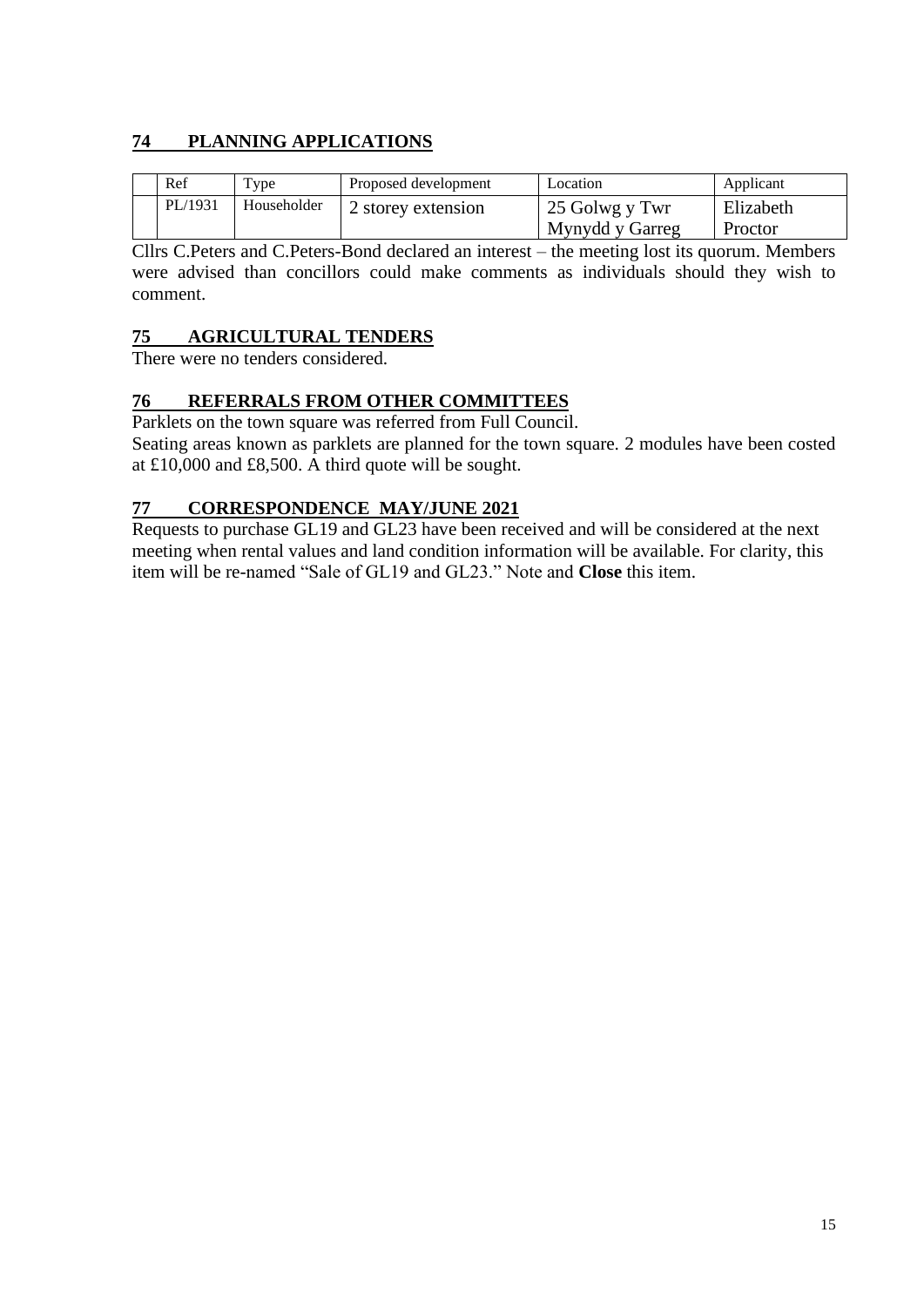## 74 PLANNING APPLICATIONS

| | Ref | Type | Proposed development | Location | Applicant |
|---|---|---|---|---|---|
| | PL/1931 | Householder | 2 storey extension | 25 Golwg y Twr Mynydd y Garreg | Elizabeth Proctor |

Cllrs C.Peters and C.Peters-Bond declared an interest – the meeting lost its quorum. Members were advised than concillors could make comments as individuals should they wish to comment.

## 75 AGRICULTURAL TENDERS

There were no tenders considered.

## 76 REFERRALS FROM OTHER COMMITTEES

Parklets on the town square was referred from Full Council.

Seating areas known as parklets are planned for the town square. 2 modules have been costed at £10,000 and £8,500. A third quote will be sought.

## 77 CORRESPONDENCE MAY/JUNE 2021

Requests to purchase GL19 and GL23 have been received and will be considered at the next meeting when rental values and land condition information will be available. For clarity, this item will be re-named "Sale of GL19 and GL23." Note and **Close** this item.